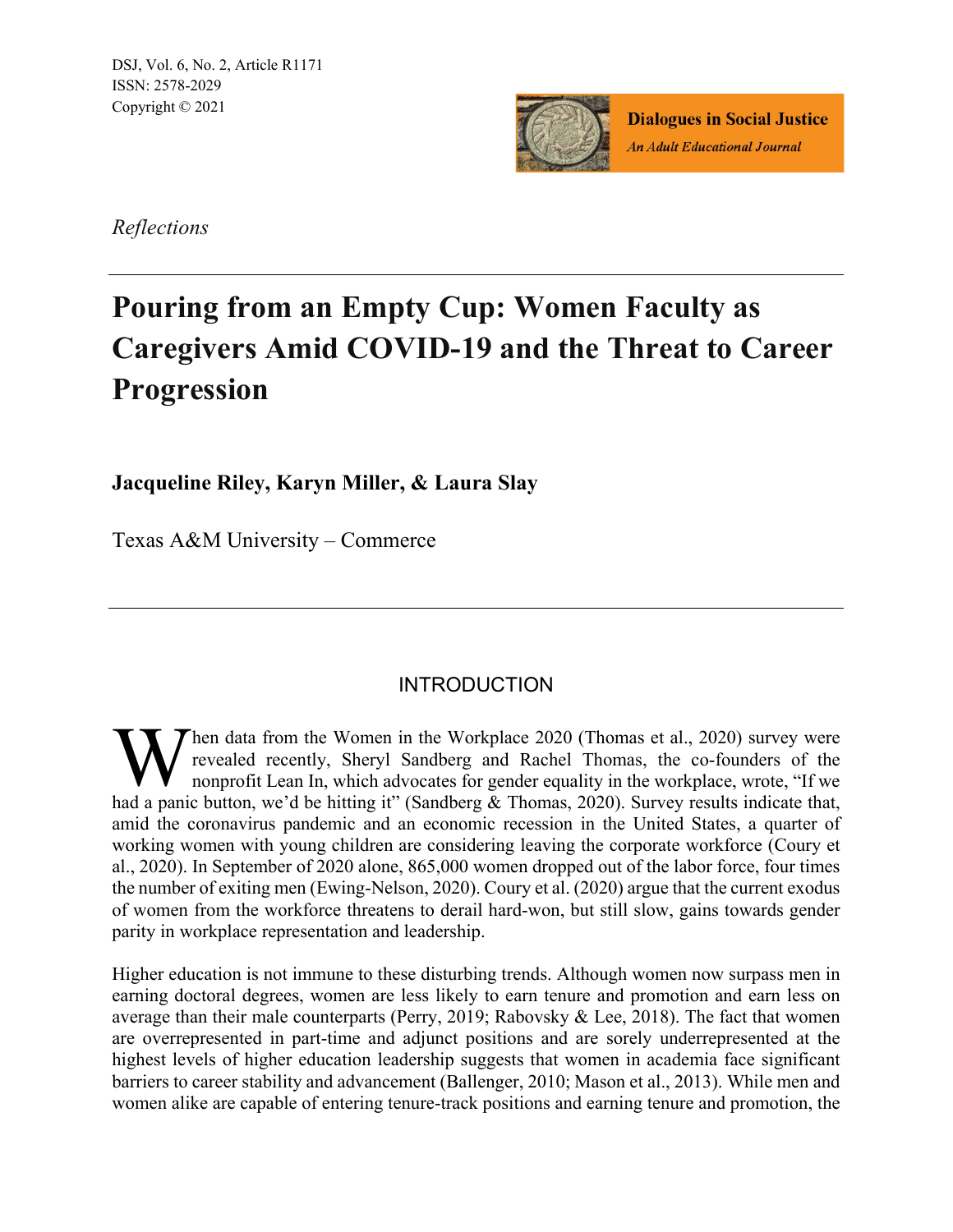DSJ, Vol. 6, No. 2, Article R1171
ISSN: 2578-2029
Copyright © 2021

**Dialogues in Social Justice**
*An Adult Educational Journal*

*Reflections*

# Pouring from an Empty Cup: Women Faculty as Caregivers Amid COVID-19 and the Threat to Career Progression

**Jacqueline Riley, Karyn Miller, & Laura Slay**

Texas A&M University – Commerce

## INTRODUCTION

When data from the Women in the Workplace 2020 (Thomas et al., 2020) survey were revealed recently, Sheryl Sandberg and Rachel Thomas, the co-founders of the nonprofit Lean In, which advocates for gender equality in the workplace, wrote, "If we had a panic button, we'd be hitting it" (Sandberg & Thomas, 2020). Survey results indicate that, amid the coronavirus pandemic and an economic recession in the United States, a quarter of working women with young children are considering leaving the corporate workforce (Coury et al., 2020). In September of 2020 alone, 865,000 women dropped out of the labor force, four times the number of exiting men (Ewing-Nelson, 2020). Coury et al. (2020) argue that the current exodus of women from the workforce threatens to derail hard-won, but still slow, gains towards gender parity in workplace representation and leadership.

Higher education is not immune to these disturbing trends. Although women now surpass men in earning doctoral degrees, women are less likely to earn tenure and promotion and earn less on average than their male counterparts (Perry, 2019; Rabovsky & Lee, 2018). The fact that women are overrepresented in part-time and adjunct positions and are sorely underrepresented at the highest levels of higher education leadership suggests that women in academia face significant barriers to career stability and advancement (Ballenger, 2010; Mason et al., 2013). While men and women alike are capable of entering tenure-track positions and earning tenure and promotion, the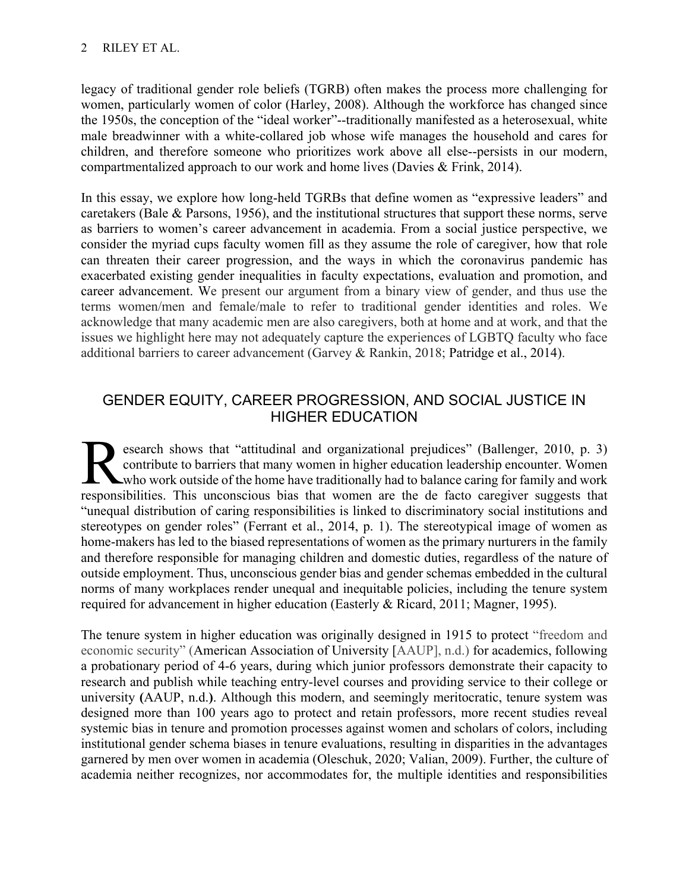legacy of traditional gender role beliefs (TGRB) often makes the process more challenging for women, particularly women of color (Harley, 2008). Although the workforce has changed since the 1950s, the conception of the "ideal worker"--traditionally manifested as a heterosexual, white male breadwinner with a white-collared job whose wife manages the household and cares for children, and therefore someone who prioritizes work above all else--persists in our modern, compartmentalized approach to our work and home lives (Davies & Frink, 2014).

In this essay, we explore how long-held TGRBs that define women as "expressive leaders" and caretakers (Bale & Parsons, 1956), and the institutional structures that support these norms, serve as barriers to women's career advancement in academia. From a social justice perspective, we consider the myriad cups faculty women fill as they assume the role of caregiver, how that role can threaten their career progression, and the ways in which the coronavirus pandemic has exacerbated existing gender inequalities in faculty expectations, evaluation and promotion, and career advancement. We present our argument from a binary view of gender, and thus use the terms women/men and female/male to refer to traditional gender identities and roles. We acknowledge that many academic men are also caregivers, both at home and at work, and that the issues we highlight here may not adequately capture the experiences of LGBTQ faculty who face additional barriers to career advancement (Garvey & Rankin, 2018; Patridge et al., 2014).

## GENDER EQUITY, CAREER PROGRESSION, AND SOCIAL JUSTICE IN HIGHER EDUCATION

Research shows that "attitudinal and organizational prejudices" (Ballenger, 2010, p. 3) contribute to barriers that many women in higher education leadership encounter. Women who work outside of the home have traditionally had to balance caring for family and work responsibilities. This unconscious bias that women are the de facto caregiver suggests that "unequal distribution of caring responsibilities is linked to discriminatory social institutions and stereotypes on gender roles" (Ferrant et al., 2014, p. 1). The stereotypical image of women as home-makers has led to the biased representations of women as the primary nurturers in the family and therefore responsible for managing children and domestic duties, regardless of the nature of outside employment. Thus, unconscious gender bias and gender schemas embedded in the cultural norms of many workplaces render unequal and inequitable policies, including the tenure system required for advancement in higher education (Easterly & Ricard, 2011; Magner, 1995).

The tenure system in higher education was originally designed in 1915 to protect "freedom and economic security" (American Association of University [AAUP], n.d.) for academics, following a probationary period of 4-6 years, during which junior professors demonstrate their capacity to research and publish while teaching entry-level courses and providing service to their college or university (AAUP, n.d.). Although this modern, and seemingly meritocratic, tenure system was designed more than 100 years ago to protect and retain professors, more recent studies reveal systemic bias in tenure and promotion processes against women and scholars of colors, including institutional gender schema biases in tenure evaluations, resulting in disparities in the advantages garnered by men over women in academia (Oleschuk, 2020; Valian, 2009). Further, the culture of academia neither recognizes, nor accommodates for, the multiple identities and responsibilities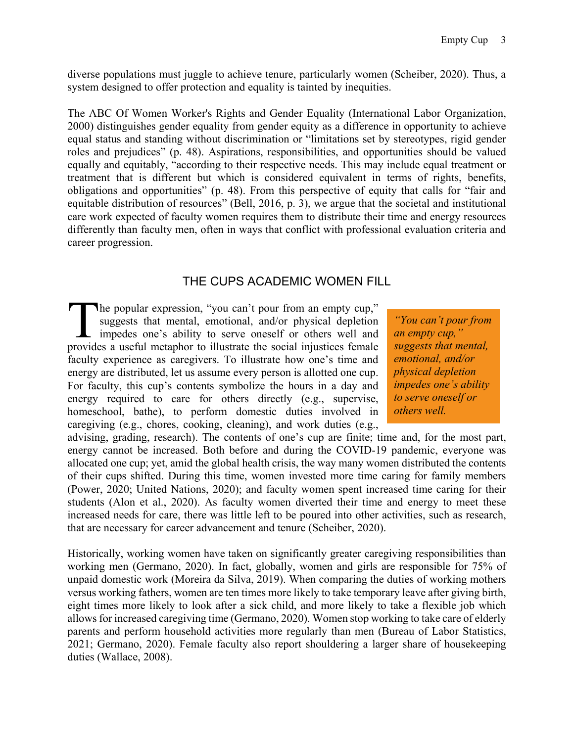diverse populations must juggle to achieve tenure, particularly women (Scheiber, 2020). Thus, a system designed to offer protection and equality is tainted by inequities.

The ABC Of Women Worker's Rights and Gender Equality (International Labor Organization, 2000) distinguishes gender equality from gender equity as a difference in opportunity to achieve equal status and standing without discrimination or "limitations set by stereotypes, rigid gender roles and prejudices" (p. 48). Aspirations, responsibilities, and opportunities should be valued equally and equitably, "according to their respective needs. This may include equal treatment or treatment that is different but which is considered equivalent in terms of rights, benefits, obligations and opportunities" (p. 48). From this perspective of equity that calls for "fair and equitable distribution of resources" (Bell, 2016, p. 3), we argue that the societal and institutional care work expected of faculty women requires them to distribute their time and energy resources differently than faculty men, often in ways that conflict with professional evaluation criteria and career progression.

## THE CUPS ACADEMIC WOMEN FILL

The popular expression, "you can't pour from an empty cup," suggests that mental, emotional, and/or physical depletion impedes one's ability to serve oneself or others well and provides a useful metaphor to illustrate the social injustices female faculty experience as caregivers. To illustrate how one's time and energy are distributed, let us assume every person is allotted one cup. For faculty, this cup's contents symbolize the hours in a day and energy required to care for others directly (e.g., supervise, homeschool, bathe), to perform domestic duties involved in caregiving (e.g., chores, cooking, cleaning), and work duties (e.g., advising, grading, research). The contents of one's cup are finite; time and, for the most part, energy cannot be increased. Both before and during the COVID-19 pandemic, everyone was allocated one cup; yet, amid the global health crisis, the way many women distributed the contents of their cups shifted. During this time, women invested more time caring for family members (Power, 2020; United Nations, 2020); and faculty women spent increased time caring for their students (Alon et al., 2020). As faculty women diverted their time and energy to meet these increased needs for care, there was little left to be poured into other activities, such as research, that are necessary for career advancement and tenure (Scheiber, 2020).

> *"You can't pour from an empty cup," suggests that mental, emotional, and/or physical depletion impedes one's ability to serve oneself or others well.*

Historically, working women have taken on significantly greater caregiving responsibilities than working men (Germano, 2020). In fact, globally, women and girls are responsible for 75% of unpaid domestic work (Moreira da Silva, 2019). When comparing the duties of working mothers versus working fathers, women are ten times more likely to take temporary leave after giving birth, eight times more likely to look after a sick child, and more likely to take a flexible job which allows for increased caregiving time (Germano, 2020). Women stop working to take care of elderly parents and perform household activities more regularly than men (Bureau of Labor Statistics, 2021; Germano, 2020). Female faculty also report shouldering a larger share of housekeeping duties (Wallace, 2008).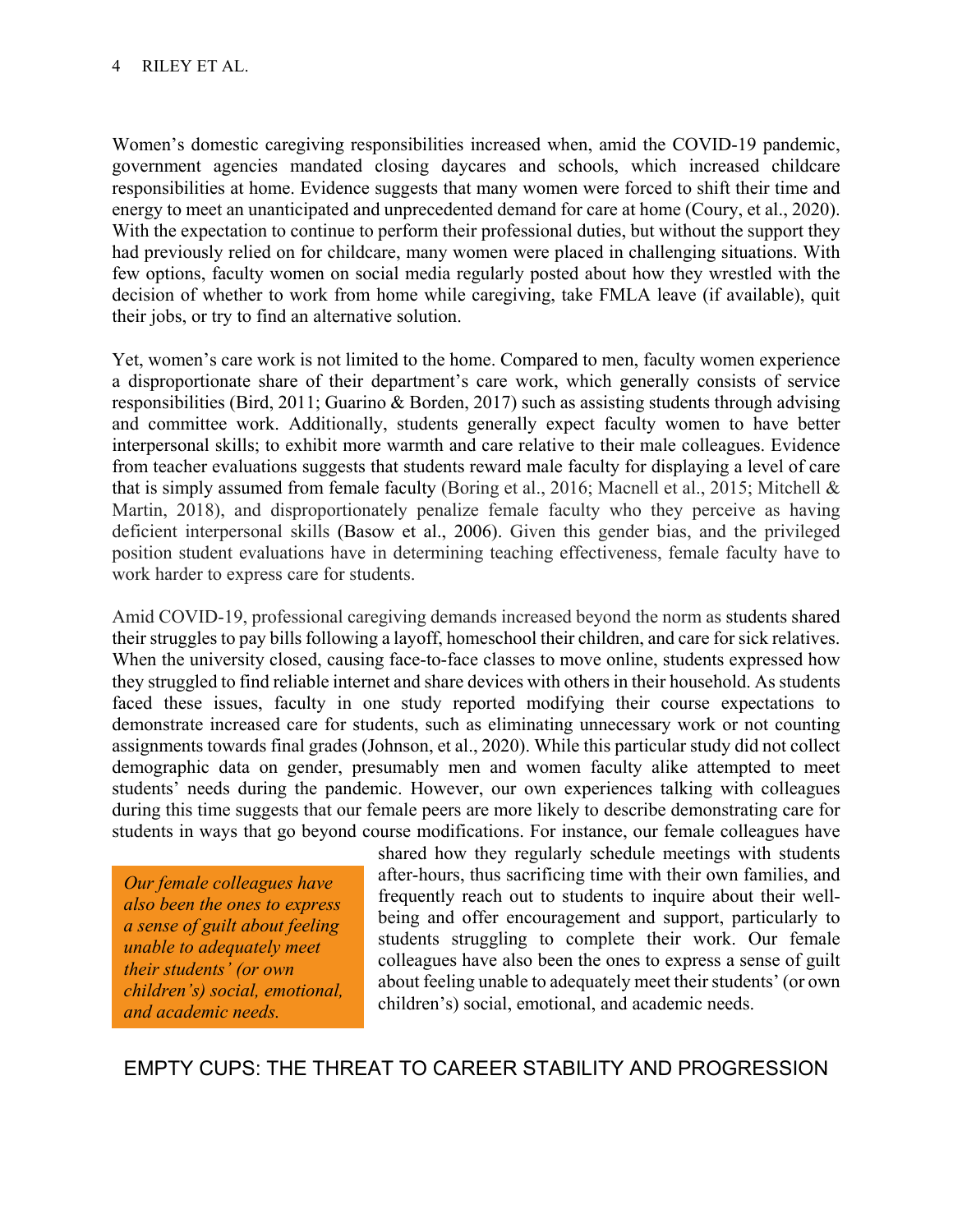Women's domestic caregiving responsibilities increased when, amid the COVID-19 pandemic, government agencies mandated closing daycares and schools, which increased childcare responsibilities at home. Evidence suggests that many women were forced to shift their time and energy to meet an unanticipated and unprecedented demand for care at home (Coury, et al., 2020). With the expectation to continue to perform their professional duties, but without the support they had previously relied on for childcare, many women were placed in challenging situations. With few options, faculty women on social media regularly posted about how they wrestled with the decision of whether to work from home while caregiving, take FMLA leave (if available), quit their jobs, or try to find an alternative solution.

Yet, women's care work is not limited to the home. Compared to men, faculty women experience a disproportionate share of their department's care work, which generally consists of service responsibilities (Bird, 2011; Guarino & Borden, 2017) such as assisting students through advising and committee work. Additionally, students generally expect faculty women to have better interpersonal skills; to exhibit more warmth and care relative to their male colleagues. Evidence from teacher evaluations suggests that students reward male faculty for displaying a level of care that is simply assumed from female faculty (Boring et al., 2016; Macnell et al., 2015; Mitchell & Martin, 2018), and disproportionately penalize female faculty who they perceive as having deficient interpersonal skills (Basow et al., 2006). Given this gender bias, and the privileged position student evaluations have in determining teaching effectiveness, female faculty have to work harder to express care for students.

Amid COVID-19, professional caregiving demands increased beyond the norm as students shared their struggles to pay bills following a layoff, homeschool their children, and care for sick relatives. When the university closed, causing face-to-face classes to move online, students expressed how they struggled to find reliable internet and share devices with others in their household. As students faced these issues, faculty in one study reported modifying their course expectations to demonstrate increased care for students, such as eliminating unnecessary work or not counting assignments towards final grades (Johnson, et al., 2020). While this particular study did not collect demographic data on gender, presumably men and women faculty alike attempted to meet students' needs during the pandemic. However, our own experiences talking with colleagues during this time suggests that our female peers are more likely to describe demonstrating care for students in ways that go beyond course modifications. For instance, our female colleagues have shared how they regularly schedule meetings with students after-hours, thus sacrificing time with their own families, and frequently reach out to students to inquire about their well-being and offer encouragement and support, particularly to students struggling to complete their work. Our female colleagues have also been the ones to express a sense of guilt about feeling unable to adequately meet their students' (or own children's) social, emotional, and academic needs.

> *Our female colleagues have also been the ones to express a sense of guilt about feeling unable to adequately meet their students' (or own children's) social, emotional, and academic needs.*

## EMPTY CUPS: THE THREAT TO CAREER STABILITY AND PROGRESSION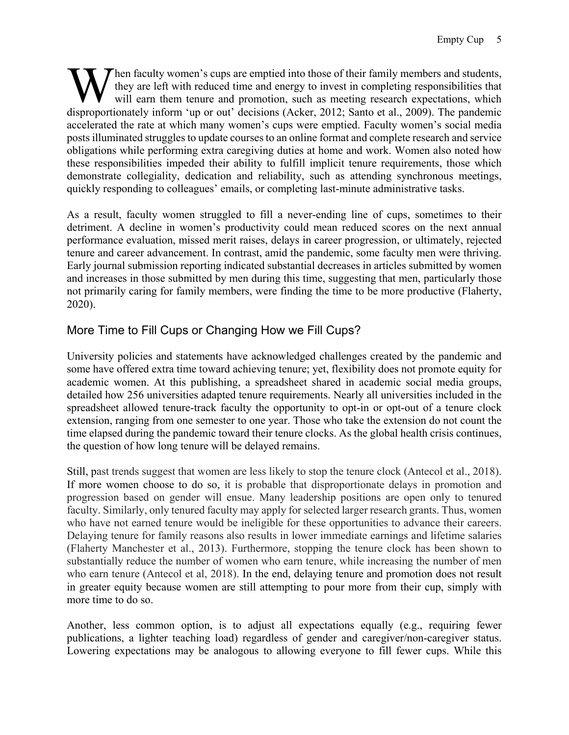When faculty women's cups are emptied into those of their family members and students, they are left with reduced time and energy to invest in completing responsibilities that will earn them tenure and promotion, such as meeting research expectations, which disproportionately inform 'up or out' decisions (Acker, 2012; Santo et al., 2009). The pandemic accelerated the rate at which many women's cups were emptied. Faculty women's social media posts illuminated struggles to update courses to an online format and complete research and service obligations while performing extra caregiving duties at home and work. Women also noted how these responsibilities impeded their ability to fulfill implicit tenure requirements, those which demonstrate collegiality, dedication and reliability, such as attending synchronous meetings, quickly responding to colleagues' emails, or completing last-minute administrative tasks.

As a result, faculty women struggled to fill a never-ending line of cups, sometimes to their detriment. A decline in women's productivity could mean reduced scores on the next annual performance evaluation, missed merit raises, delays in career progression, or ultimately, rejected tenure and career advancement. In contrast, amid the pandemic, some faculty men were thriving. Early journal submission reporting indicated substantial decreases in articles submitted by women and increases in those submitted by men during this time, suggesting that men, particularly those not primarily caring for family members, were finding the time to be more productive (Flaherty, 2020).

## More Time to Fill Cups or Changing How we Fill Cups?

University policies and statements have acknowledged challenges created by the pandemic and some have offered extra time toward achieving tenure; yet, flexibility does not promote equity for academic women. At this publishing, a spreadsheet shared in academic social media groups, detailed how 256 universities adapted tenure requirements. Nearly all universities included in the spreadsheet allowed tenure-track faculty the opportunity to opt-in or opt-out of a tenure clock extension, ranging from one semester to one year. Those who take the extension do not count the time elapsed during the pandemic toward their tenure clocks. As the global health crisis continues, the question of how long tenure will be delayed remains.

Still, past trends suggest that women are less likely to stop the tenure clock (Antecol et al., 2018). If more women choose to do so, it is probable that disproportionate delays in promotion and progression based on gender will ensue. Many leadership positions are open only to tenured faculty. Similarly, only tenured faculty may apply for selected larger research grants. Thus, women who have not earned tenure would be ineligible for these opportunities to advance their careers. Delaying tenure for family reasons also results in lower immediate earnings and lifetime salaries (Flaherty Manchester et al., 2013). Furthermore, stopping the tenure clock has been shown to substantially reduce the number of women who earn tenure, while increasing the number of men who earn tenure (Antecol et al, 2018). In the end, delaying tenure and promotion does not result in greater equity because women are still attempting to pour more from their cup, simply with more time to do so.

Another, less common option, is to adjust all expectations equally (e.g., requiring fewer publications, a lighter teaching load) regardless of gender and caregiver/non-caregiver status. Lowering expectations may be analogous to allowing everyone to fill fewer cups. While this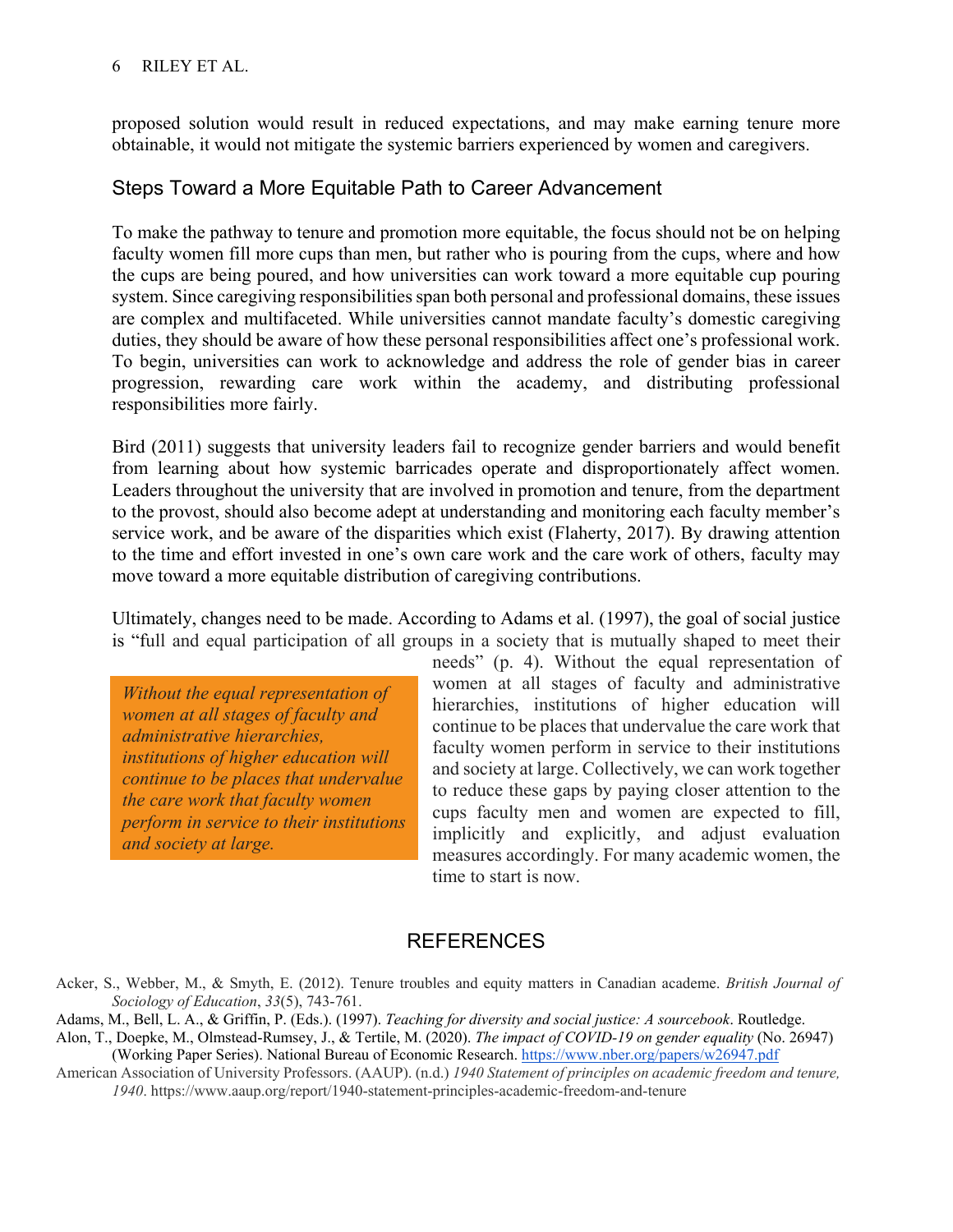proposed solution would result in reduced expectations, and may make earning tenure more obtainable, it would not mitigate the systemic barriers experienced by women and caregivers.

## Steps Toward a More Equitable Path to Career Advancement

To make the pathway to tenure and promotion more equitable, the focus should not be on helping faculty women fill more cups than men, but rather who is pouring from the cups, where and how the cups are being poured, and how universities can work toward a more equitable cup pouring system. Since caregiving responsibilities span both personal and professional domains, these issues are complex and multifaceted. While universities cannot mandate faculty's domestic caregiving duties, they should be aware of how these personal responsibilities affect one's professional work. To begin, universities can work to acknowledge and address the role of gender bias in career progression, rewarding care work within the academy, and distributing professional responsibilities more fairly.

Bird (2011) suggests that university leaders fail to recognize gender barriers and would benefit from learning about how systemic barricades operate and disproportionately affect women. Leaders throughout the university that are involved in promotion and tenure, from the department to the provost, should also become adept at understanding and monitoring each faculty member's service work, and be aware of the disparities which exist (Flaherty, 2017). By drawing attention to the time and effort invested in one's own care work and the care work of others, faculty may move toward a more equitable distribution of caregiving contributions.

Ultimately, changes need to be made. According to Adams et al. (1997), the goal of social justice is "full and equal participation of all groups in a society that is mutually shaped to meet their needs" (p. 4). Without the equal representation of women at all stages of faculty and administrative hierarchies, institutions of higher education will continue to be places that undervalue the care work that faculty women perform in service to their institutions and society at large. Collectively, we can work together to reduce these gaps by paying closer attention to the cups faculty men and women are expected to fill, implicitly and explicitly, and adjust evaluation measures accordingly. For many academic women, the time to start is now.

> *Without the equal representation of women at all stages of faculty and administrative hierarchies, institutions of higher education will continue to be places that undervalue the care work that faculty women perform in service to their institutions and society at large.*

## REFERENCES

Acker, S., Webber, M., & Smyth, E. (2012). Tenure troubles and equity matters in Canadian academe. *British Journal of Sociology of Education*, *33*(5), 743-761.

Adams, M., Bell, L. A., & Griffin, P. (Eds.). (1997). *Teaching for diversity and social justice: A sourcebook*. Routledge.

Alon, T., Doepke, M., Olmstead-Rumsey, J., & Tertile, M. (2020). *The impact of COVID-19 on gender equality* (No. 26947) (Working Paper Series). National Bureau of Economic Research. https://www.nber.org/papers/w26947.pdf

American Association of University Professors. (AAUP). (n.d.) *1940 Statement of principles on academic freedom and tenure, 1940*. https://www.aaup.org/report/1940-statement-principles-academic-freedom-and-tenure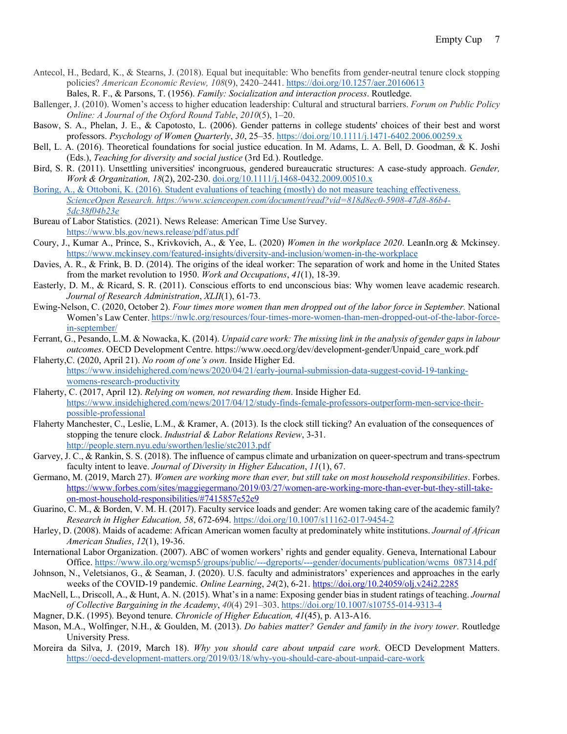Antecol, H., Bedard, K., & Stearns, J. (2018). Equal but inequitable: Who benefits from gender-neutral tenure clock stopping policies? *American Economic Review, 108*(9), 2420–2441. https://doi.org/10.1257/aer.20160613

Bales, R. F., & Parsons, T. (1956). *Family: Socialization and interaction process*. Routledge.

Ballenger, J. (2010). Women's access to higher education leadership: Cultural and structural barriers. *Forum on Public Policy Online: A Journal of the Oxford Round Table*, *2010*(5), 1–20.

Basow, S. A., Phelan, J. E., & Capotosto, L. (2006). Gender patterns in college students' choices of their best and worst professors. *Psychology of Women Quarterly*, *30*, 25–35. https://doi.org/10.1111/j.1471-6402.2006.00259.x

Bell, L. A. (2016). Theoretical foundations for social justice education. In M. Adams, L. A. Bell, D. Goodman, & K. Joshi (Eds.), *Teaching for diversity and social justice* (3rd Ed.). Routledge.

Bird, S. R. (2011). Unsettling universities' incongruous, gendered bureaucratic structures: A case-study approach. *Gender, Work & Organization, 18*(2), 202-230. doi.org/10.1111/j.1468-0432.2009.00510.x

Boring, A., & Ottoboni, K. (2016). Student evaluations of teaching (mostly) do not measure teaching effectiveness. *ScienceOpen Research. https://www.scienceopen.com/document/read?vid=818d8ec0-5908-47d8-86b4-5dc38f04b23e*

Bureau of Labor Statistics. (2021). News Release: American Time Use Survey. https://www.bls.gov/news.release/pdf/atus.pdf

Coury, J., Kumar A., Prince, S., Krivkovich, A., & Yee, L. (2020) *Women in the workplace 2020*. LeanIn.org & Mckinsey. https://www.mckinsey.com/featured-insights/diversity-and-inclusion/women-in-the-workplace

Davies, A. R., & Frink, B. D. (2014). The origins of the ideal worker: The separation of work and home in the United States from the market revolution to 1950. *Work and Occupations*, *41*(1), 18-39.

Easterly, D. M., & Ricard, S. R. (2011). Conscious efforts to end unconscious bias: Why women leave academic research. *Journal of Research Administration*, *XLII*(1), 61-73.

Ewing-Nelson, C. (2020, October 2). *Four times more women than men dropped out of the labor force in September.* National Women's Law Center. https://nwlc.org/resources/four-times-more-women-than-men-dropped-out-of-the-labor-force-in-september/

Ferrant, G., Pesando, L.M. & Nowacka, K. (2014). *Unpaid care work: The missing link in the analysis of gender gaps in labour outcomes*. OECD Development Centre. https://www.oecd.org/dev/development-gender/Unpaid_care_work.pdf

Flaherty,C. (2020, April 21). *No room of one's own*. Inside Higher Ed. https://www.insidehighered.com/news/2020/04/21/early-journal-submission-data-suggest-covid-19-tanking-womens-research-productivity

Flaherty, C. (2017, April 12). *Relying on women, not rewarding them*. Inside Higher Ed. https://www.insidehighered.com/news/2017/04/12/study-finds-female-professors-outperform-men-service-their-possible-professional

Flaherty Manchester, C., Leslie, L.M., & Kramer, A. (2013). Is the clock still ticking? An evaluation of the consequences of stopping the tenure clock. *Industrial & Labor Relations Review*, 3-31. http://people.stern.nyu.edu/sworthen/leslie/stc2013.pdf

Garvey, J. C., & Rankin, S. S. (2018). The influence of campus climate and urbanization on queer-spectrum and trans-spectrum faculty intent to leave. *Journal of Diversity in Higher Education*, *11*(1), 67.

Germano, M. (2019, March 27). *Women are working more than ever, but still take on most household responsibilities*. Forbes. https://www.forbes.com/sites/maggiegermano/2019/03/27/women-are-working-more-than-ever-but-they-still-take-on-most-household-responsibilities/#7415857e52e9

Guarino, C. M., & Borden, V. M. H. (2017). Faculty service loads and gender: Are women taking care of the academic family? *Research in Higher Education, 58*, 672-694. https://doi.org/10.1007/s11162-017-9454-2

Harley, D. (2008). Maids of academe: African American women faculty at predominately white institutions. *Journal of African American Studies*, *12*(1), 19-36.

International Labor Organization. (2007). ABC of women workers' rights and gender equality. Geneva, International Labour Office. https://www.ilo.org/wcmsp5/groups/public/---dgreports/---gender/documents/publication/wcms_087314.pdf

Johnson, N., Veletsianos, G., & Seaman, J. (2020). U.S. faculty and administrators' experiences and approaches in the early weeks of the COVID-19 pandemic. *Online Learning*, *24*(2), 6-21. https://doi.org/10.24059/olj.v24i2.2285

MacNell, L., Driscoll, A., & Hunt, A. N. (2015). What's in a name: Exposing gender bias in student ratings of teaching. *Journal of Collective Bargaining in the Academy*, *40*(4) 291–303. https://doi.org/10.1007/s10755-014-9313-4

Magner, D.K. (1995). Beyond tenure. *Chronicle of Higher Education, 41*(45), p. A13-A16.

Mason, M.A., Wolfinger, N.H., & Goulden, M. (2013). *Do babies matter? Gender and family in the ivory tower*. Routledge University Press.

Moreira da Silva, J. (2019, March 18). *Why you should care about unpaid care work*. OECD Development Matters. https://oecd-development-matters.org/2019/03/18/why-you-should-care-about-unpaid-care-work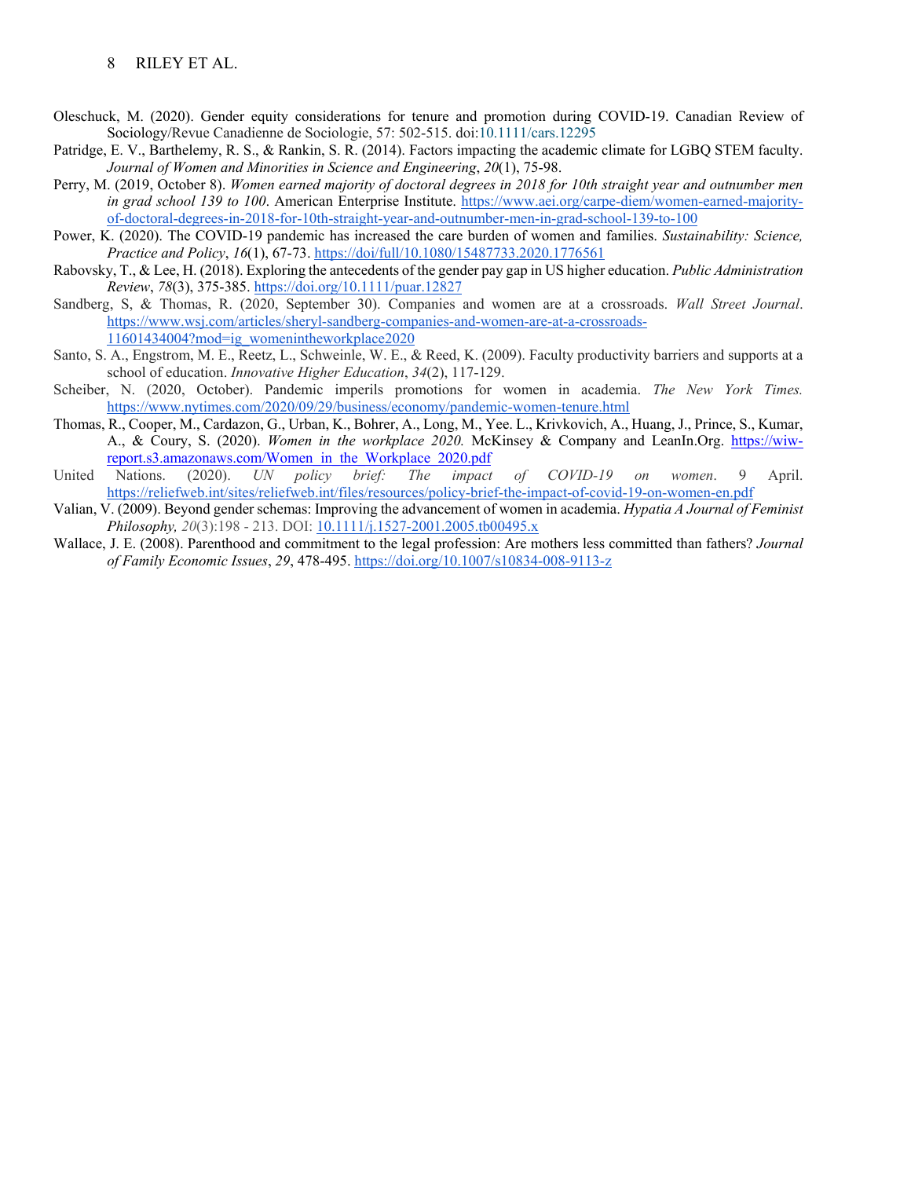Oleschuck, M. (2020). Gender equity considerations for tenure and promotion during COVID-19. Canadian Review of Sociology/Revue Canadienne de Sociologie, 57: 502-515. doi:10.1111/cars.12295

Patridge, E. V., Barthelemy, R. S., & Rankin, S. R. (2014). Factors impacting the academic climate for LGBQ STEM faculty. *Journal of Women and Minorities in Science and Engineering*, *20*(1), 75-98.

Perry, M. (2019, October 8). *Women earned majority of doctoral degrees in 2018 for 10th straight year and outnumber men in grad school 139 to 100*. American Enterprise Institute. https://www.aei.org/carpe-diem/women-earned-majority-of-doctoral-degrees-in-2018-for-10th-straight-year-and-outnumber-men-in-grad-school-139-to-100

Power, K. (2020). The COVID-19 pandemic has increased the care burden of women and families. *Sustainability: Science, Practice and Policy*, *16*(1), 67-73. https://doi/full/10.1080/15487733.2020.1776561

Rabovsky, T., & Lee, H. (2018). Exploring the antecedents of the gender pay gap in US higher education. *Public Administration Review*, *78*(3), 375-385. https://doi.org/10.1111/puar.12827

Sandberg, S, & Thomas, R. (2020, September 30). Companies and women are at a crossroads. *Wall Street Journal*. https://www.wsj.com/articles/sheryl-sandberg-companies-and-women-are-at-a-crossroads-11601434004?mod=ig_womenintheworkplace2020

Santo, S. A., Engstrom, M. E., Reetz, L., Schweinle, W. E., & Reed, K. (2009). Faculty productivity barriers and supports at a school of education. *Innovative Higher Education*, *34*(2), 117-129.

Scheiber, N. (2020, October). Pandemic imperils promotions for women in academia. *The New York Times.* https://www.nytimes.com/2020/09/29/business/economy/pandemic-women-tenure.html

Thomas, R., Cooper, M., Cardazon, G., Urban, K., Bohrer, A., Long, M., Yee. L., Krivkovich, A., Huang, J., Prince, S., Kumar, A., & Coury, S. (2020). *Women in the workplace 2020.* McKinsey & Company and LeanIn.Org. https://wiw-report.s3.amazonaws.com/Women_in_the_Workplace_2020.pdf

United Nations. (2020). *UN policy brief: The impact of COVID-19 on women*. 9 April. https://reliefweb.int/sites/reliefweb.int/files/resources/policy-brief-the-impact-of-covid-19-on-women-en.pdf

Valian, V. (2009). Beyond gender schemas: Improving the advancement of women in academia. *Hypatia A Journal of Feminist Philosophy, 20*(3):198 - 213. DOI: 10.1111/j.1527-2001.2005.tb00495.x

Wallace, J. E. (2008). Parenthood and commitment to the legal profession: Are mothers less committed than fathers? *Journal of Family Economic Issues*, *29*, 478-495. https://doi.org/10.1007/s10834-008-9113-z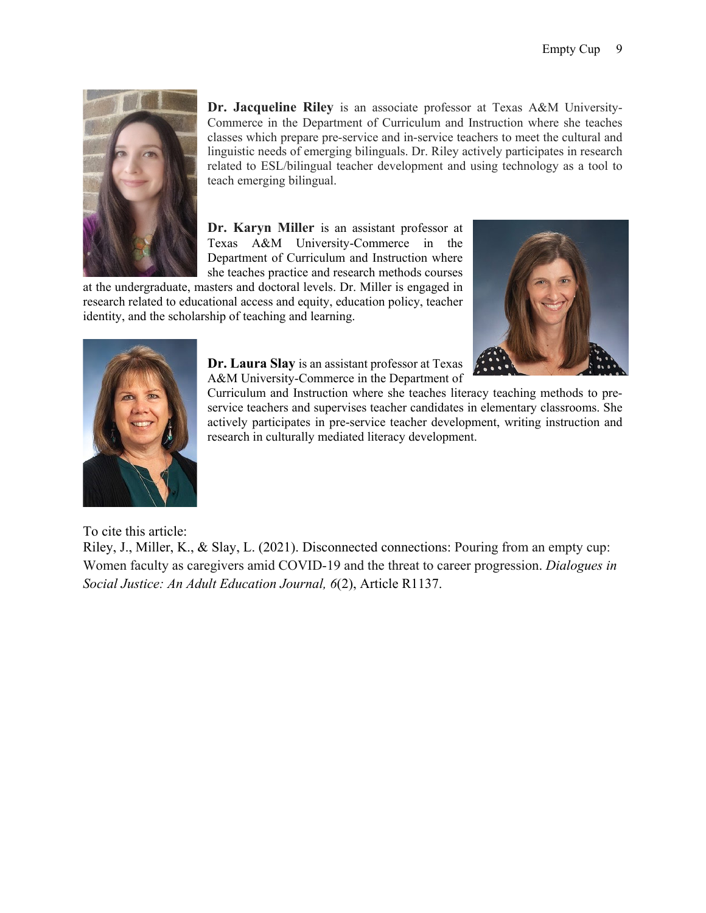**Dr. Jacqueline Riley** is an associate professor at Texas A&M University-Commerce in the Department of Curriculum and Instruction where she teaches classes which prepare pre-service and in-service teachers to meet the cultural and linguistic needs of emerging bilinguals. Dr. Riley actively participates in research related to ESL/bilingual teacher development and using technology as a tool to teach emerging bilingual.

**Dr. Karyn Miller** is an assistant professor at Texas A&M University-Commerce in the Department of Curriculum and Instruction where she teaches practice and research methods courses at the undergraduate, masters and doctoral levels. Dr. Miller is engaged in research related to educational access and equity, education policy, teacher identity, and the scholarship of teaching and learning.

**Dr. Laura Slay** is an assistant professor at Texas A&M University-Commerce in the Department of Curriculum and Instruction where she teaches literacy teaching methods to pre-service teachers and supervises teacher candidates in elementary classrooms. She actively participates in pre-service teacher development, writing instruction and research in culturally mediated literacy development.

To cite this article:
Riley, J., Miller, K., & Slay, L. (2021). Disconnected connections: Pouring from an empty cup: Women faculty as caregivers amid COVID-19 and the threat to career progression. *Dialogues in Social Justice: An Adult Education Journal, 6*(2), Article R1137.